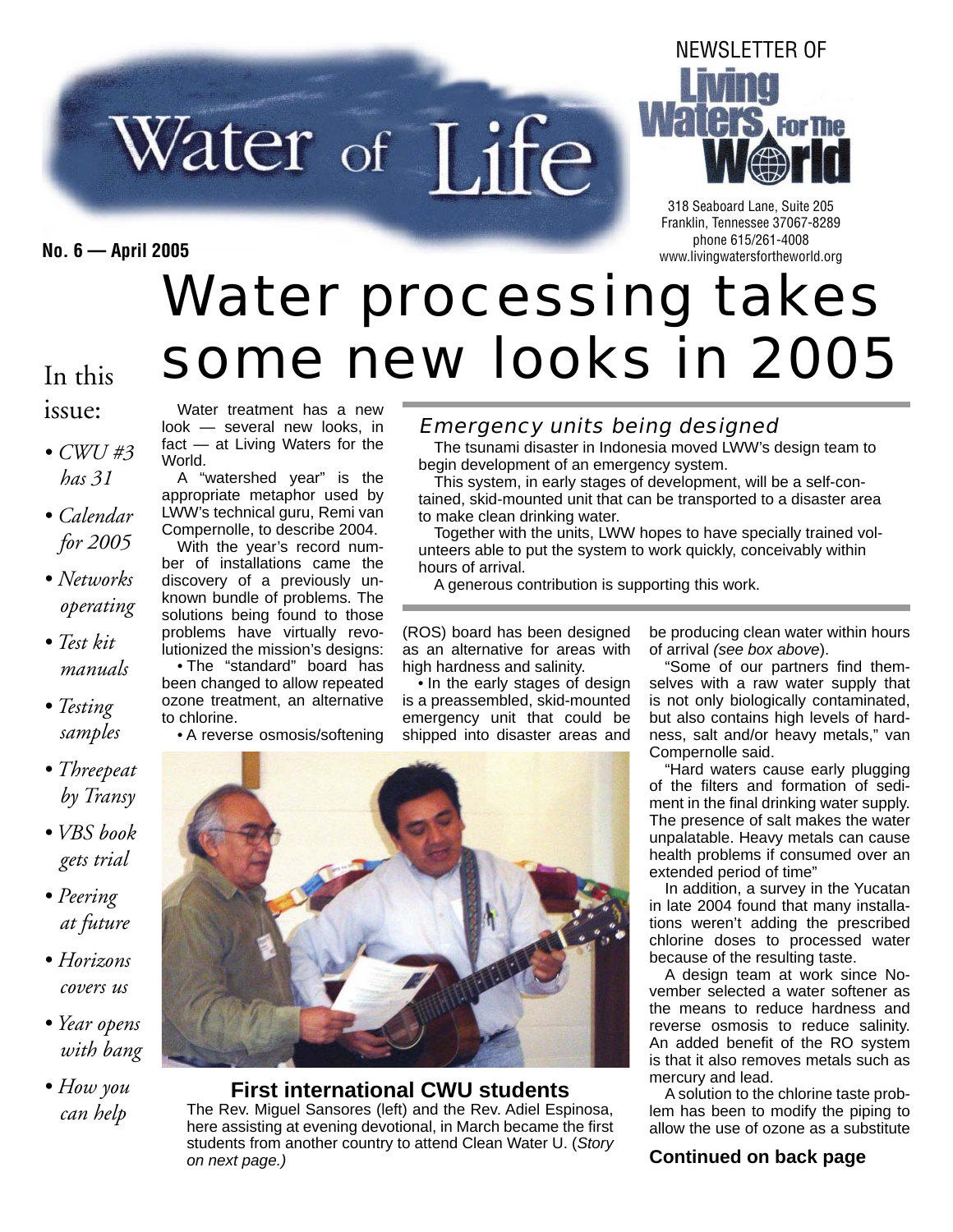# Water of Life

NEWSLETTER OF **Living Waters For The World**

318 Seaboard Lane, Suite 205
Franklin, Tennessee 37067-8289
phone 615/261-4008
www.livingwatersfortheworld.org

**No. 6 — April 2005**

# Water processing takes some new looks in 2005

## In this issue:

- *CWU #3 has 31*
- *Calendar for 2005*
- *Networks operating*
- *Test kit manuals*
- *Testing samples*
- *Threepeat by Transy*
- *VBS book gets trial*
- *Peering at future*
- *Horizons covers us*
- *Year opens with bang*
- *How you can help*

Water treatment has a new look — several new looks, in fact — at Living Waters for the World.

A "watershed year" is the appropriate metaphor used by LWW's technical guru, Remi van Compernolle, to describe 2004.

With the year's record number of installations came the discovery of a previously unknown bundle of problems. The solutions being found to those problems have virtually revolutionized the mission's designs:

• The "standard" board has been changed to allow repeated ozone treatment, an alternative to chlorine.

• A reverse osmosis/softening (ROS) board has been designed as an alternative for areas with high hardness and salinity.

• In the early stages of design is a preassembled, skid-mounted emergency unit that could be shipped into disaster areas and be producing clean water within hours of arrival *(see box above)*.

"Some of our partners find themselves with a raw water supply that is not only biologically contaminated, but also contains high levels of hardness, salt and/or heavy metals," van Compernolle said.

"Hard waters cause early plugging of the filters and formation of sediment in the final drinking water supply. The presence of salt makes the water unpalatable. Heavy metals can cause health problems if consumed over an extended period of time"

In addition, a survey in the Yucatan in late 2004 found that many installations weren't adding the prescribed chlorine doses to processed water because of the resulting taste.

A design team at work since November selected a water softener as the means to reduce hardness and reverse osmosis to reduce salinity. An added benefit of the RO system is that it also removes metals such as mercury and lead.

A solution to the chlorine taste problem has been to modify the piping to allow the use of ozone as a substitute

**Continued on back page**

### Emergency units being designed

The tsunami disaster in Indonesia moved LWW's design team to begin development of an emergency system.

This system, in early stages of development, will be a self-contained, skid-mounted unit that can be transported to a disaster area to make clean drinking water.

Together with the units, LWW hopes to have specially trained volunteers able to put the system to work quickly, conceivably within hours of arrival.

A generous contribution is supporting this work.

**First international CWU students**

The Rev. Miguel Sansores (left) and the Rev. Adiel Espinosa, here assisting at evening devotional, in March became the first students from another country to attend Clean Water U. (*Story on next page.)*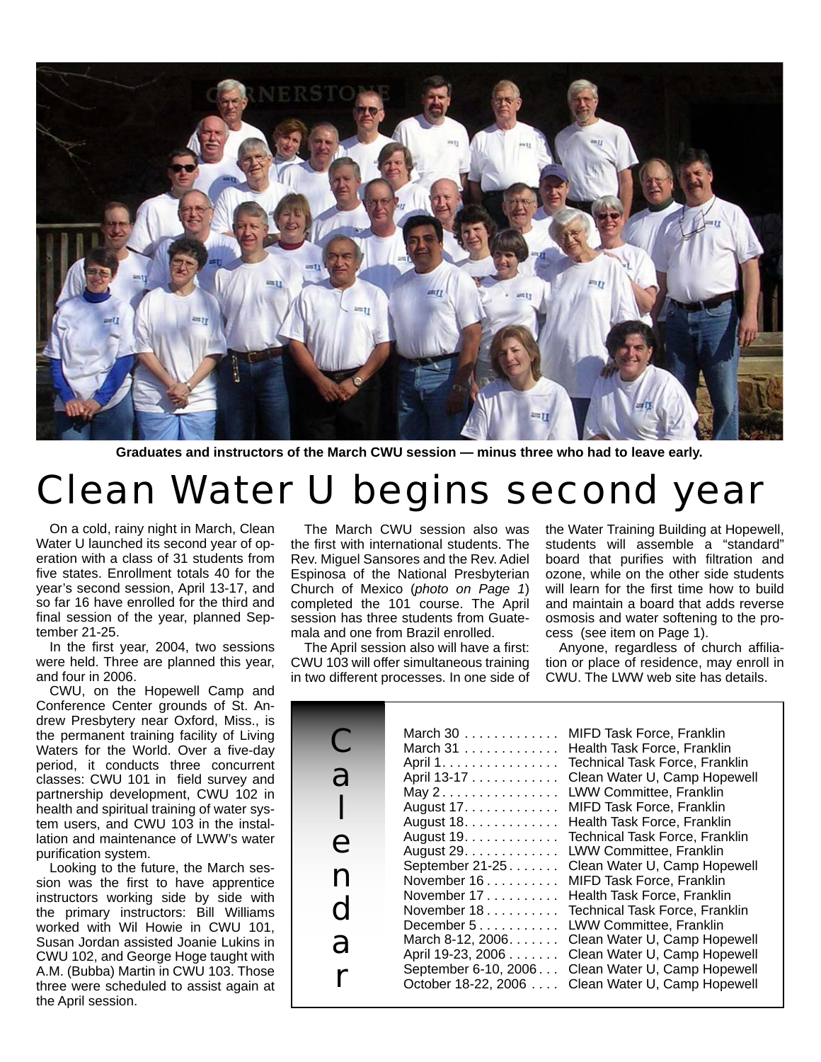Graduates and instructors of the March CWU session — minus three who had to leave early.

# Clean Water U begins second year

On a cold, rainy night in March, Clean Water U launched its second year of operation with a class of 31 students from five states. Enrollment totals 40 for the year's second session, April 13-17, and so far 16 have enrolled for the third and final session of the year, planned September 21-25.

In the first year, 2004, two sessions were held. Three are planned this year, and four in 2006.

CWU, on the Hopewell Camp and Conference Center grounds of St. Andrew Presbytery near Oxford, Miss., is the permanent training facility of Living Waters for the World. Over a five-day period, it conducts three concurrent classes: CWU 101 in field survey and partnership development, CWU 102 in health and spiritual training of water system users, and CWU 103 in the installation and maintenance of LWW's water purification system.

Looking to the future, the March session was the first to have apprentice instructors working side by side with the primary instructors: Bill Williams worked with Wil Howie in CWU 101, Susan Jordan assisted Joanie Lukins in CWU 102, and George Hoge taught with A.M. (Bubba) Martin in CWU 103. Those three were scheduled to assist again at the April session.

The March CWU session also was the first with international students. The Rev. Miguel Sansores and the Rev. Adiel Espinosa of the National Presbyterian Church of Mexico (*photo on Page 1*) completed the 101 course. The April session has three students from Guatemala and one from Brazil enrolled.

The April session also will have a first: CWU 103 will offer simultaneous training in two different processes. In one side of the Water Training Building at Hopewell, students will assemble a "standard" board that purifies with filtration and ozone, while on the other side students will learn for the first time how to build and maintain a board that adds reverse osmosis and water softening to the process (see item on Page 1).

Anyone, regardless of church affiliation or place of residence, may enroll in CWU. The LWW web site has details.

## Calendar

| Date | Event |
|---|---|
| March 30 | MIFD Task Force, Franklin |
| March 31 | Health Task Force, Franklin |
| April 1 | Technical Task Force, Franklin |
| April 13-17 | Clean Water U, Camp Hopewell |
| May 2 | LWW Committee, Franklin |
| August 17 | MIFD Task Force, Franklin |
| August 18 | Health Task Force, Franklin |
| August 19 | Technical Task Force, Franklin |
| August 29 | LWW Committee, Franklin |
| September 21-25 | Clean Water U, Camp Hopewell |
| November 16 | MIFD Task Force, Franklin |
| November 17 | Health Task Force, Franklin |
| November 18 | Technical Task Force, Franklin |
| December 5 | LWW Committee, Franklin |
| March 8-12, 2006 | Clean Water U, Camp Hopewell |
| April 19-23, 2006 | Clean Water U, Camp Hopewell |
| September 6-10, 2006 | Clean Water U, Camp Hopewell |
| October 18-22, 2006 | Clean Water U, Camp Hopewell |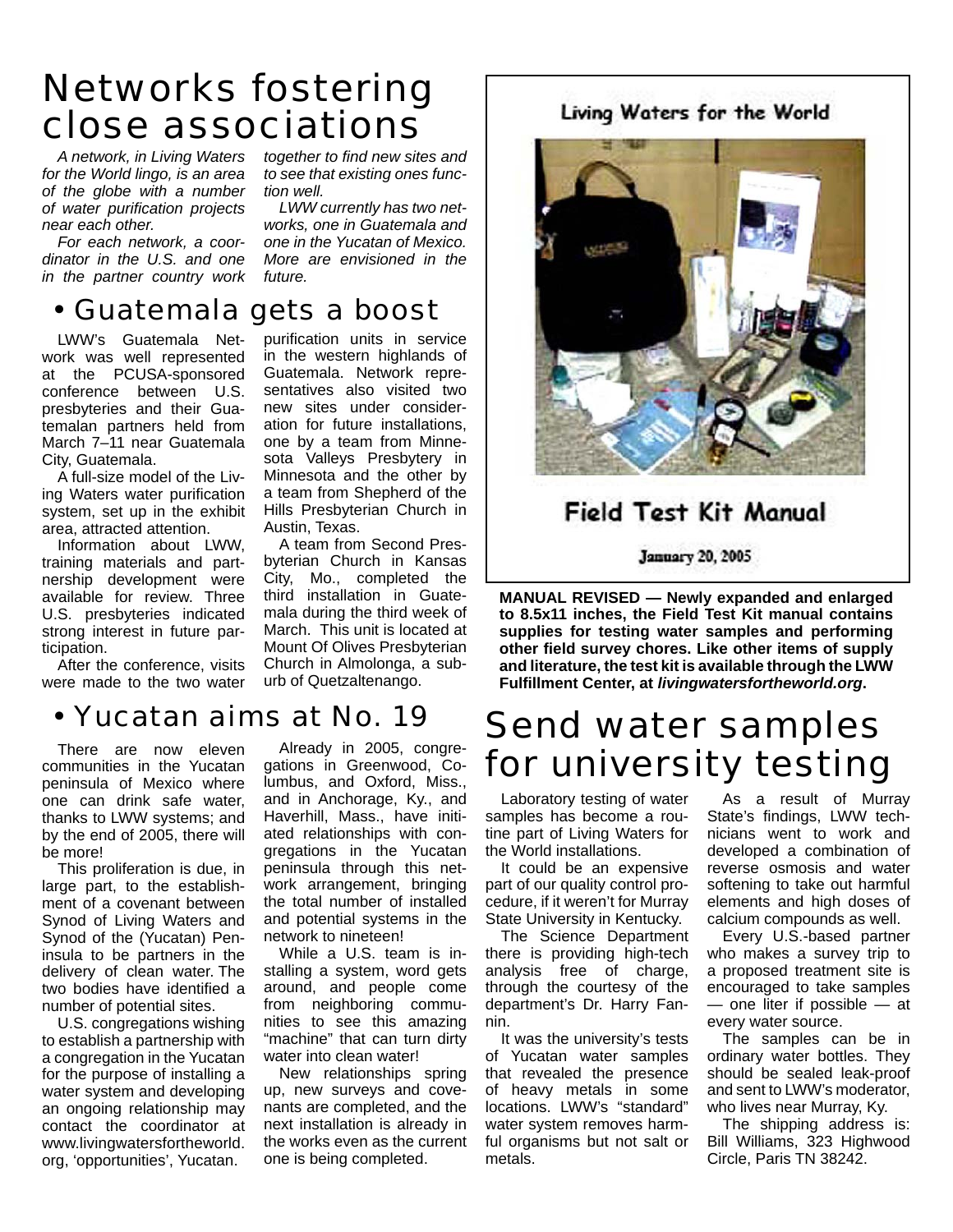# Networks fostering close associations

*A network, in Living Waters for the World lingo, is an area of the globe with a number of water purification projects near each other.*

*For each network, a coordinator in the U.S. and one in the partner country work together to find new sites and to see that existing ones function well.*

*LWW currently has two networks, one in Guatemala and one in the Yucatan of Mexico. More are envisioned in the future.*

## • Guatemala gets a boost

LWW's Guatemala Network was well represented at the PCUSA-sponsored conference between U.S. presbyteries and their Guatemalan partners held from March 7–11 near Guatemala City, Guatemala.

A full-size model of the Living Waters water purification system, set up in the exhibit area, attracted attention.

Information about LWW, training materials and partnership development were available for review. Three U.S. presbyteries indicated strong interest in future participation.

After the conference, visits were made to the two water purification units in service in the western highlands of Guatemala. Network representatives also visited two new sites under consideration for future installations, one by a team from Minnesota Valleys Presbytery in Minnesota and the other by a team from Shepherd of the Hills Presbyterian Church in Austin, Texas.

A team from Second Presbyterian Church in Kansas City, Mo., completed the third installation in Guatemala during the third week of March. This unit is located at Mount Of Olives Presbyterian Church in Almolonga, a suburb of Quetzaltenango.

## • Yucatan aims at No. 19

There are now eleven communities in the Yucatan peninsula of Mexico where one can drink safe water, thanks to LWW systems; and by the end of 2005, there will be more!

This proliferation is due, in large part, to the establishment of a covenant between Synod of Living Waters and Synod of the (Yucatan) Peninsula to be partners in the delivery of clean water. The two bodies have identified a number of potential sites.

U.S. congregations wishing to establish a partnership with a congregation in the Yucatan for the purpose of installing a water system and developing an ongoing relationship may contact the coordinator at www.livingwatersfortheworld.org, 'opportunities', Yucatan.

Already in 2005, congregations in Greenwood, Columbus, and Oxford, Miss., and in Anchorage, Ky., and Haverhill, Mass., have initiated relationships with congregations in the Yucatan peninsula through this network arrangement, bringing the total number of installed and potential systems in the network to nineteen!

While a U.S. team is installing a system, word gets around, and people come from neighboring communities to see this amazing "machine" that can turn dirty water into clean water!

New relationships spring up, new surveys and covenants are completed, and the next installation is already in the works even as the current one is being completed.

Living Waters for the World

Field Test Kit Manual

January 20, 2005

**MANUAL REVISED — Newly expanded and enlarged to 8.5x11 inches, the Field Test Kit manual contains supplies for testing water samples and performing other field survey chores. Like other items of supply and literature, the test kit is available through the LWW Fulfillment Center, at *livingwatersfortheworld.org*.**

# Send water samples for university testing

Laboratory testing of water samples has become a routine part of Living Waters for the World installations.

It could be an expensive part of our quality control procedure, if it weren't for Murray State University in Kentucky.

The Science Department there is providing high-tech analysis free of charge, through the courtesy of the department's Dr. Harry Fannin.

It was the university's tests of Yucatan water samples that revealed the presence of heavy metals in some locations. LWW's "standard" water system removes harmful organisms but not salt or metals.

As a result of Murray State's findings, LWW technicians went to work and developed a combination of reverse osmosis and water softening to take out harmful elements and high doses of calcium compounds as well.

Every U.S.-based partner who makes a survey trip to a proposed treatment site is encouraged to take samples — one liter if possible — at every water source.

The samples can be in ordinary water bottles. They should be sealed leak-proof and sent to LWW's moderator, who lives near Murray, Ky.

The shipping address is: Bill Williams, 323 Highwood Circle, Paris TN 38242.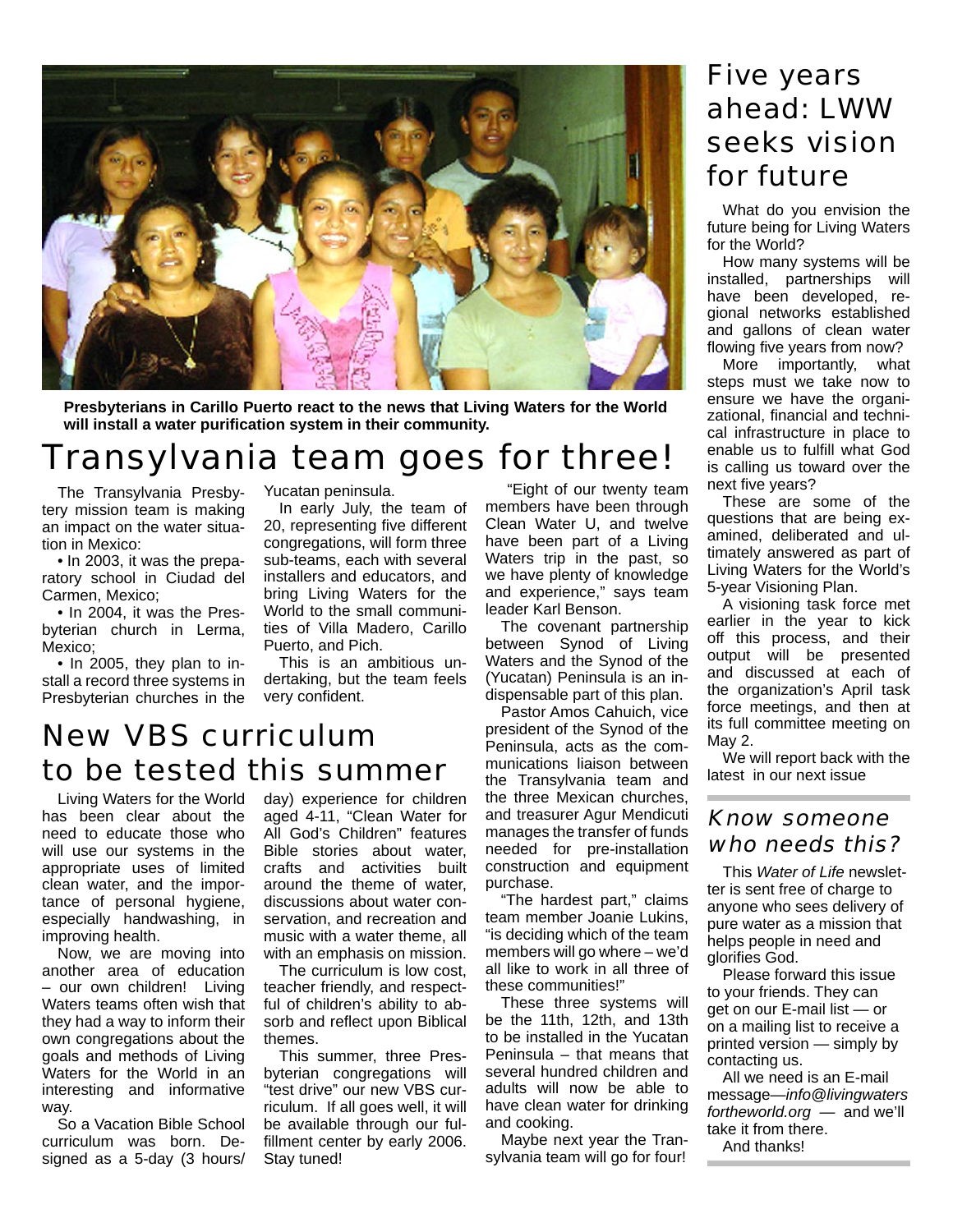**Presbyterians in Carillo Puerto react to the news that Living Waters for the World will install a water purification system in their community.**

# Transylvania team goes for three!

The Transylvania Presbytery mission team is making an impact on the water situation in Mexico:

- In 2003, it was the preparatory school in Ciudad del Carmen, Mexico;
- In 2004, it was the Presbyterian church in Lerma, Mexico;
- In 2005, they plan to install a record three systems in Presbyterian churches in the Yucatan peninsula.

In early July, the team of 20, representing five different congregations, will form three sub-teams, each with several installers and educators, and bring Living Waters for the World to the small communities of Villa Madero, Carillo Puerto, and Pich.

This is an ambitious undertaking, but the team feels very confident.

"Eight of our twenty team members have been through Clean Water U, and twelve have been part of a Living Waters trip in the past, so we have plenty of knowledge and experience," says team leader Karl Benson.

The covenant partnership between Synod of Living Waters and the Synod of the (Yucatan) Peninsula is an indispensable part of this plan.

Pastor Amos Cahuich, vice president of the Synod of the Peninsula, acts as the communications liaison between the Transylvania team and the three Mexican churches, and treasurer Agur Mendicuti manages the transfer of funds needed for pre-installation construction and equipment purchase.

"The hardest part," claims team member Joanie Lukins, "is deciding which of the team members will go where – we'd all like to work in all three of these communities!"

These three systems will be the 11th, 12th, and 13th to be installed in the Yucatan Peninsula – that means that several hundred children and adults will now be able to have clean water for drinking and cooking.

Maybe next year the Transylvania team will go for four!

# New VBS curriculum to be tested this summer

Living Waters for the World has been clear about the need to educate those who will use our systems in the appropriate uses of limited clean water, and the importance of personal hygiene, especially handwashing, in improving health.

Now, we are moving into another area of education – our own children! Living Waters teams often wish that they had a way to inform their own congregations about the goals and methods of Living Waters for the World in an interesting and informative way.

So a Vacation Bible School curriculum was born. Designed as a 5-day (3 hours/day) experience for children aged 4-11, "Clean Water for All God's Children" features Bible stories about water, crafts and activities built around the theme of water, discussions about water conservation, and recreation and music with a water theme, all with an emphasis on mission.

The curriculum is low cost, teacher friendly, and respectful of children's ability to absorb and reflect upon Biblical themes.

This summer, three Presbyterian congregations will "test drive" our new VBS curriculum. If all goes well, it will be available through our fulfillment center by early 2006. Stay tuned!

# Five years ahead: LWW seeks vision for future

What do you envision the future being for Living Waters for the World?

How many systems will be installed, partnerships will have been developed, regional networks established and gallons of clean water flowing five years from now?

More importantly, what steps must we take now to ensure we have the organizational, financial and technical infrastructure in place to enable us to fulfill what God is calling us toward over the next five years?

These are some of the questions that are being examined, deliberated and ultimately answered as part of Living Waters for the World's 5-year Visioning Plan.

A visioning task force met earlier in the year to kick off this process, and their output will be presented and discussed at each of the organization's April task force meetings, and then at its full committee meeting on May 2.

We will report back with the latest in our next issue

## *Know someone who needs this?*

This *Water of Life* newsletter is sent free of charge to anyone who sees delivery of pure water as a mission that helps people in need and glorifies God.

Please forward this issue to your friends. They can get on our E-mail list — or on a mailing list to receive a printed version — simply by contacting us.

All we need is an E-mail message—*info@livingwatersfortheworld.org* — and we'll take it from there.

And thanks!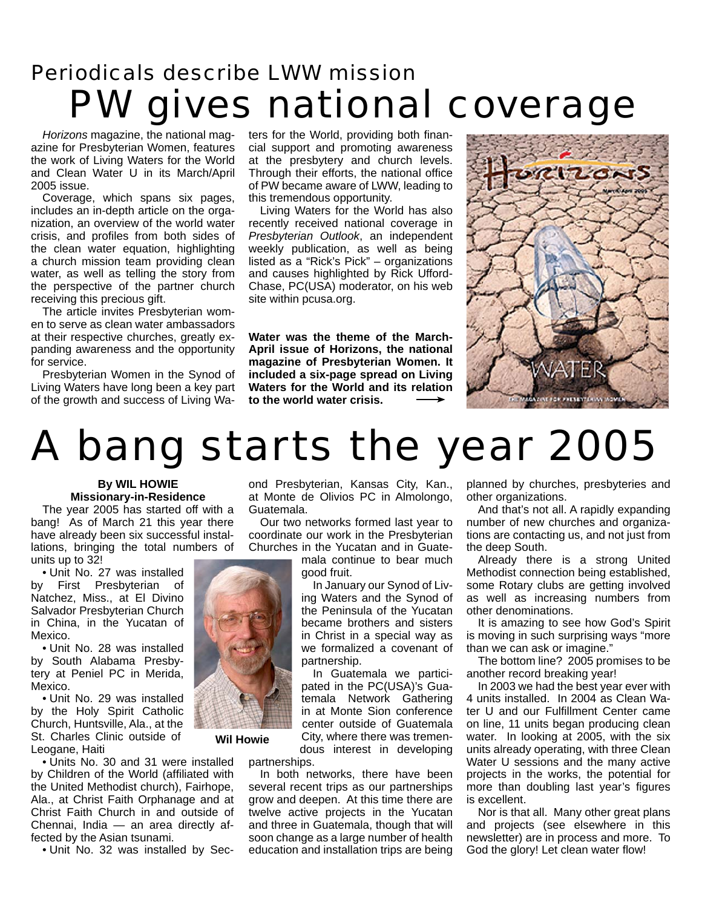## Periodicals describe LWW mission

# PW gives national coverage

*Horizons* magazine, the national magazine for Presbyterian Women, features the work of Living Waters for the World and Clean Water U in its March/April 2005 issue.

Coverage, which spans six pages, includes an in-depth article on the organization, an overview of the world water crisis, and profiles from both sides of the clean water equation, highlighting a church mission team providing clean water, as well as telling the story from the perspective of the partner church receiving this precious gift.

The article invites Presbyterian women to serve as clean water ambassadors at their respective churches, greatly expanding awareness and the opportunity for service.

Presbyterian Women in the Synod of Living Waters have long been a key part of the growth and success of Living Waters for the World, providing both financial support and promoting awareness at the presbytery and church levels. Through their efforts, the national office of PW became aware of LWW, leading to this tremendous opportunity.

Living Waters for the World has also recently received national coverage in *Presbyterian Outlook*, an independent weekly publication, as well as being listed as a "Rick's Pick" – organizations and causes highlighted by Rick Ufford-Chase, PC(USA) moderator, on his web site within pcusa.org.

**Water was the theme of the March-April issue of Horizons, the national magazine of Presbyterian Women. It included a six-page spread on Living Waters for the World and its relation to the world water crisis.**

# A bang starts the year 2005

**By WIL HOWIE**
**Missionary-in-Residence**

The year 2005 has started off with a bang! As of March 21 this year there have already been six successful installations, bringing the total numbers of units up to 32!

- Unit No. 27 was installed by First Presbyterian of Natchez, Miss., at El Divino Salvador Presbyterian Church in China, in the Yucatan of Mexico.
- Unit No. 28 was installed by South Alabama Presbytery at Peniel PC in Merida, Mexico.
- Unit No. 29 was installed by the Holy Spirit Catholic Church, Huntsville, Ala., at the St. Charles Clinic outside of Leogane, Haiti
- Units No. 30 and 31 were installed by Children of the World (affiliated with the United Methodist church), Fairhope, Ala., at Christ Faith Orphanage and at Christ Faith Church in and outside of Chennai, India — an area directly affected by the Asian tsunami.
- Unit No. 32 was installed by Second Presbyterian, Kansas City, Kan., at Monte de Olivios PC in Almolongo, Guatemala.

**Wil Howie**

Our two networks formed last year to coordinate our work in the Presbyterian Churches in the Yucatan and in Guatemala continue to bear much good fruit.

In January our Synod of Living Waters and the Synod of the Peninsula of the Yucatan became brothers and sisters in Christ in a special way as we formalized a covenant of partnership.

In Guatemala we participated in the PC(USA)'s Guatemala Network Gathering in at Monte Sion conference center outside of Guatemala City, where there was tremendous interest in developing partnerships.

In both networks, there have been several recent trips as our partnerships grow and deepen. At this time there are twelve active projects in the Yucatan and three in Guatemala, though that will soon change as a large number of health education and installation trips are being planned by churches, presbyteries and other organizations.

And that's not all. A rapidly expanding number of new churches and organizations are contacting us, and not just from the deep South.

Already there is a strong United Methodist connection being established, some Rotary clubs are getting involved as well as increasing numbers from other denominations.

It is amazing to see how God's Spirit is moving in such surprising ways "more than we can ask or imagine."

The bottom line? 2005 promises to be another record breaking year!

In 2003 we had the best year ever with 4 units installed. In 2004 as Clean Water U and our Fulfillment Center came on line, 11 units began producing clean water. In looking at 2005, with the six units already operating, with three Clean Water U sessions and the many active projects in the works, the potential for more than doubling last year's figures is excellent.

Nor is that all. Many other great plans and projects (see elsewhere in this newsletter) are in process and more. To God the glory! Let clean water flow!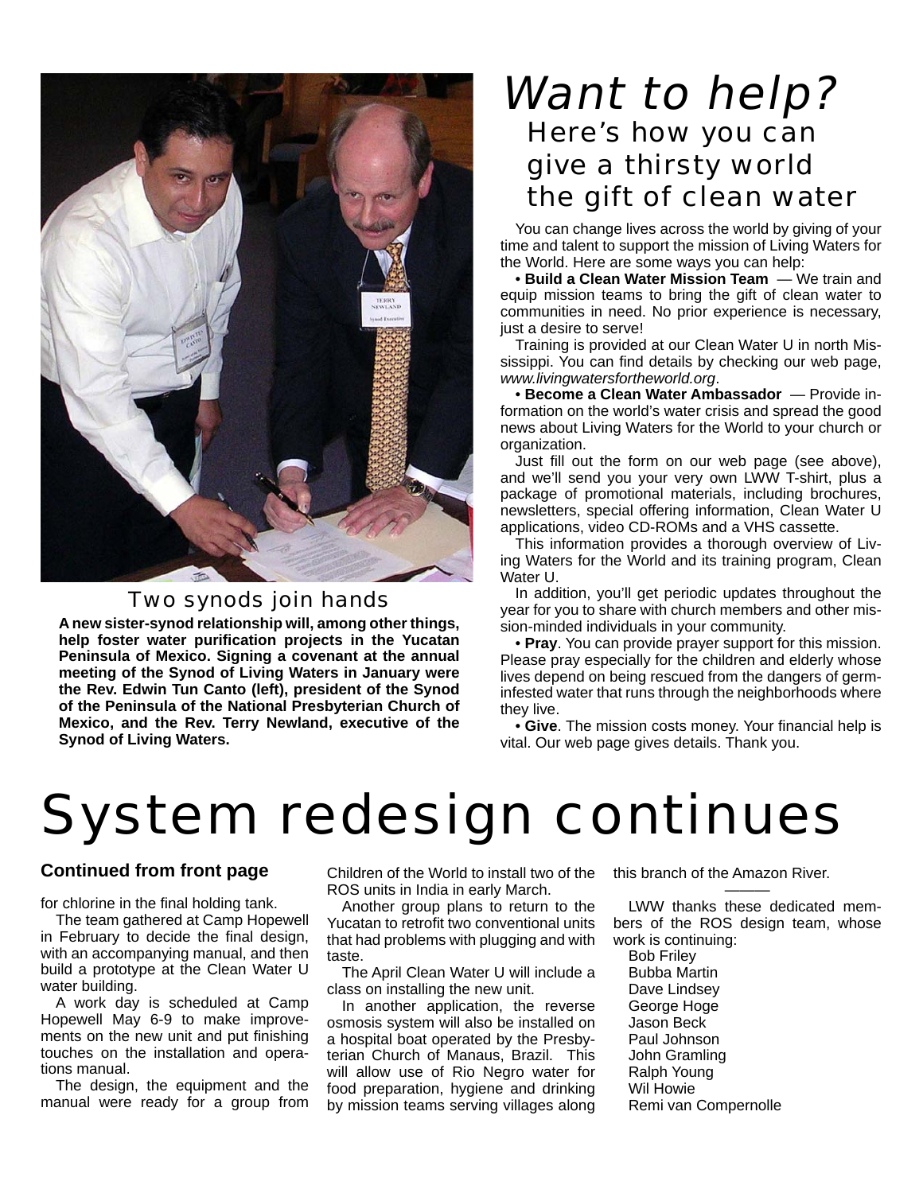## Two synods join hands

**A new sister-synod relationship will, among other things, help foster water purification projects in the Yucatan Peninsula of Mexico. Signing a covenant at the annual meeting of the Synod of Living Waters in January were the Rev. Edwin Tun Canto (left), president of the Synod of the Peninsula of the National Presbyterian Church of Mexico, and the Rev. Terry Newland, executive of the Synod of Living Waters.**

# *Want to help?*

## Here's how you can give a thirsty world the gift of clean water

You can change lives across the world by giving of your time and talent to support the mission of Living Waters for the World. Here are some ways you can help:

• **Build a Clean Water Mission Team** — We train and equip mission teams to bring the gift of clean water to communities in need. No prior experience is necessary, just a desire to serve!

Training is provided at our Clean Water U in north Mississippi. You can find details by checking our web page, *www.livingwatersfortheworld.org*.

• **Become a Clean Water Ambassador** — Provide information on the world's water crisis and spread the good news about Living Waters for the World to your church or organization.

Just fill out the form on our web page (see above), and we'll send you your very own LWW T-shirt, plus a package of promotional materials, including brochures, newsletters, special offering information, Clean Water U applications, video CD-ROMs and a VHS cassette.

This information provides a thorough overview of Living Waters for the World and its training program, Clean Water U.

In addition, you'll get periodic updates throughout the year for you to share with church members and other mission-minded individuals in your community.

• **Pray**. You can provide prayer support for this mission. Please pray especially for the children and elderly whose lives depend on being rescued from the dangers of germ-infested water that runs through the neighborhoods where they live.

• **Give**. The mission costs money. Your financial help is vital. Our web page gives details. Thank you.

# System redesign continues

**Continued from front page**

for chlorine in the final holding tank.

The team gathered at Camp Hopewell in February to decide the final design, with an accompanying manual, and then build a prototype at the Clean Water U water building.

A work day is scheduled at Camp Hopewell May 6-9 to make improvements on the new unit and put finishing touches on the installation and operations manual.

The design, the equipment and the manual were ready for a group from Children of the World to install two of the ROS units in India in early March.

Another group plans to return to the Yucatan to retrofit two conventional units that had problems with plugging and with taste.

The April Clean Water U will include a class on installing the new unit.

In another application, the reverse osmosis system will also be installed on a hospital boat operated by the Presbyterian Church of Manaus, Brazil. This will allow use of Rio Negro water for food preparation, hygiene and drinking by mission teams serving villages along this branch of the Amazon River.

———

LWW thanks these dedicated members of the ROS design team, whose work is continuing:

Bob Friley
Bubba Martin
Dave Lindsey
George Hoge
Jason Beck
Paul Johnson
John Gramling
Ralph Young
Wil Howie
Remi van Compernolle